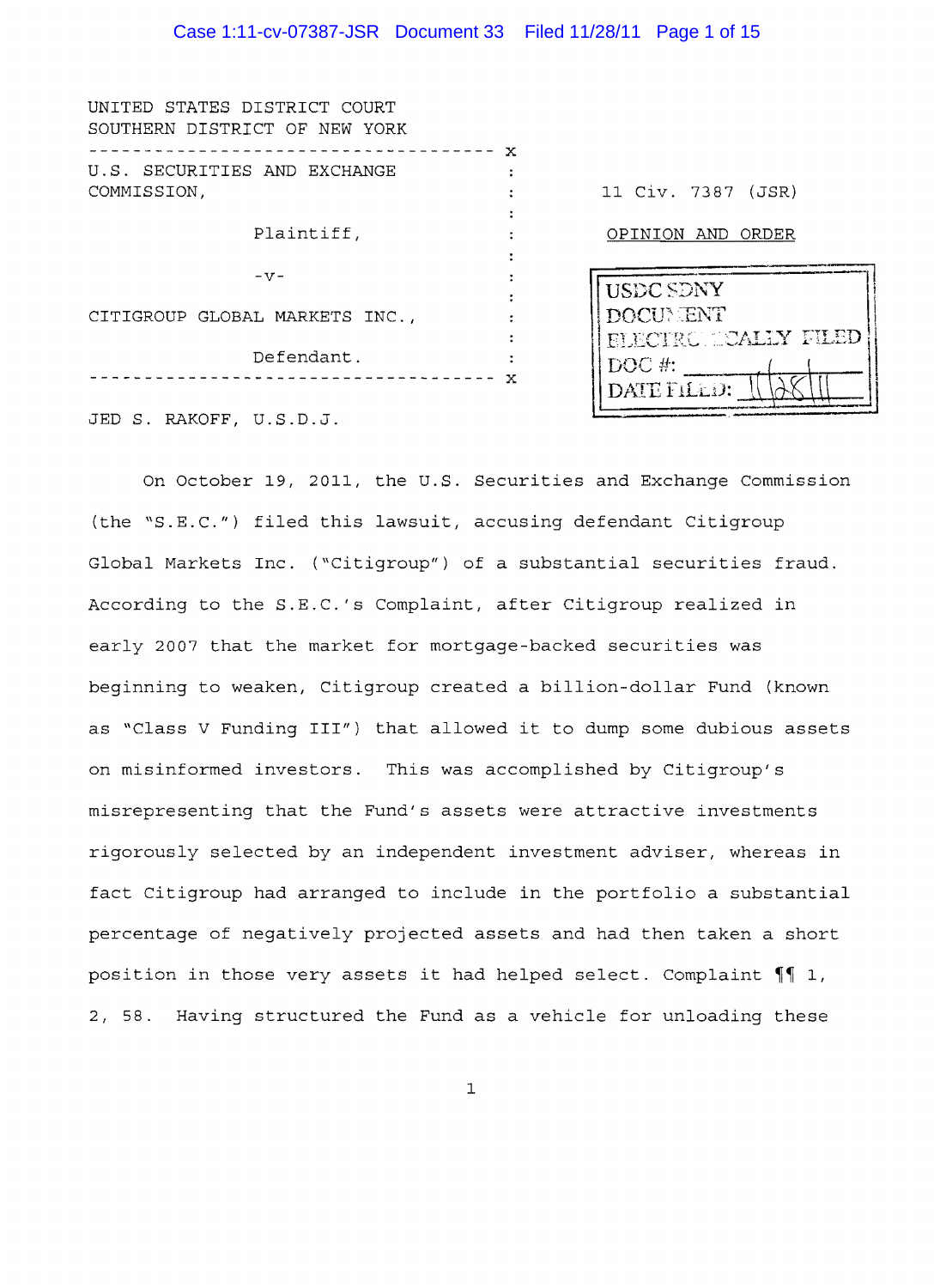UNITED STATES DISTRICT COURT
SOUTHERN DISTRICT OF NEW YORK

---

U.S. SECURITIES AND EXCHANGE COMMISSION,

Plaintiff,

-v-

CITIGROUP GLOBAL MARKETS INC.,

Defendant.

---

11 Civ. 7387 (JSR)

OPINION AND ORDER

USDC SDNY
DOCUMENT
ELECTRONICALLY FILED
DOC #:
DATE FILED: 11/28/11

JED S. RAKOFF, U.S.D.J.

On October 19, 2011, the U.S. Securities and Exchange Commission (the "S.E.C.") filed this lawsuit, accusing defendant Citigroup Global Markets Inc. ("Citigroup") of a substantial securities fraud. According to the S.E.C.'s Complaint, after Citigroup realized in early 2007 that the market for mortgage-backed securities was beginning to weaken, Citigroup created a billion-dollar Fund (known as "Class V Funding III") that allowed it to dump some dubious assets on misinformed investors. This was accomplished by Citigroup's misrepresenting that the Fund's assets were attractive investments rigorously selected by an independent investment adviser, whereas in fact Citigroup had arranged to include in the portfolio a substantial percentage of negatively projected assets and had then taken a short position in those very assets it had helped select. Complaint ¶¶ 1, 2, 58. Having structured the Fund as a vehicle for unloading these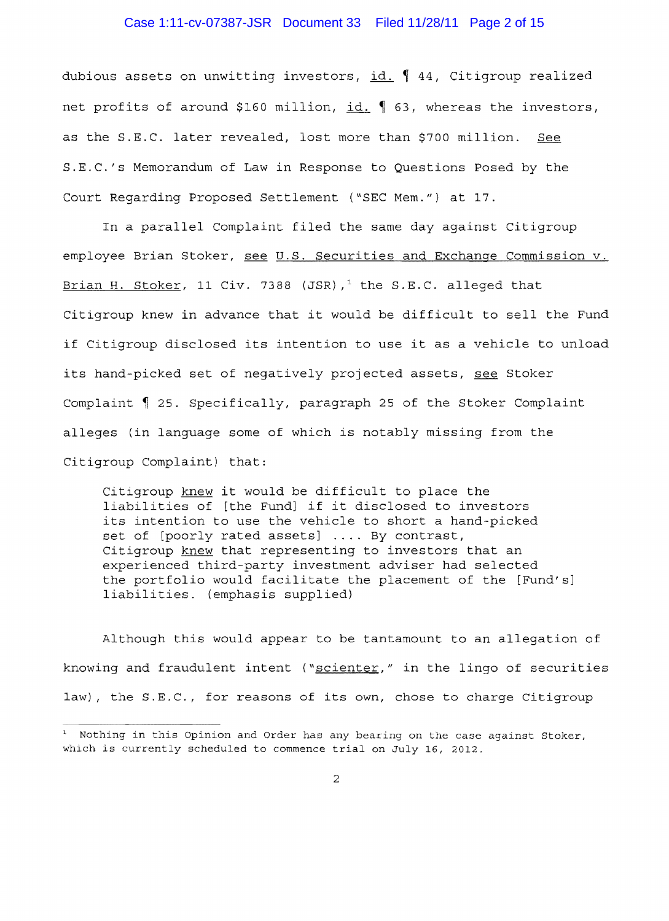dubious assets on unwitting investors, id. ¶ 44, Citigroup realized net profits of around $160 million, id. ¶ 63, whereas the investors, as the S.E.C. later revealed, lost more than $700 million. See S.E.C.'s Memorandum of Law in Response to Questions Posed by the Court Regarding Proposed Settlement ("SEC Mem.") at 17.

In a parallel Complaint filed the same day against Citigroup employee Brian Stoker, see U.S. Securities and Exchange Commission v. Brian H. Stoker, 11 Civ. 7388 (JSR),[1] the S.E.C. alleged that Citigroup knew in advance that it would be difficult to sell the Fund if Citigroup disclosed its intention to use it as a vehicle to unload its hand-picked set of negatively projected assets, see Stoker Complaint ¶ 25. Specifically, paragraph 25 of the Stoker Complaint alleges (in language some of which is notably missing from the Citigroup Complaint) that:

> Citigroup knew it would be difficult to place the liabilities of [the Fund] if it disclosed to investors its intention to use the vehicle to short a hand-picked set of [poorly rated assets] .... By contrast, Citigroup knew that representing to investors that an experienced third-party investment adviser had selected the portfolio would facilitate the placement of the [Fund's] liabilities. (emphasis supplied)

Although this would appear to be tantamount to an allegation of knowing and fraudulent intent ("scienter," in the lingo of securities law), the S.E.C., for reasons of its own, chose to charge Citigroup

[1] Nothing in this Opinion and Order has any bearing on the case against Stoker, which is currently scheduled to commence trial on July 16, 2012.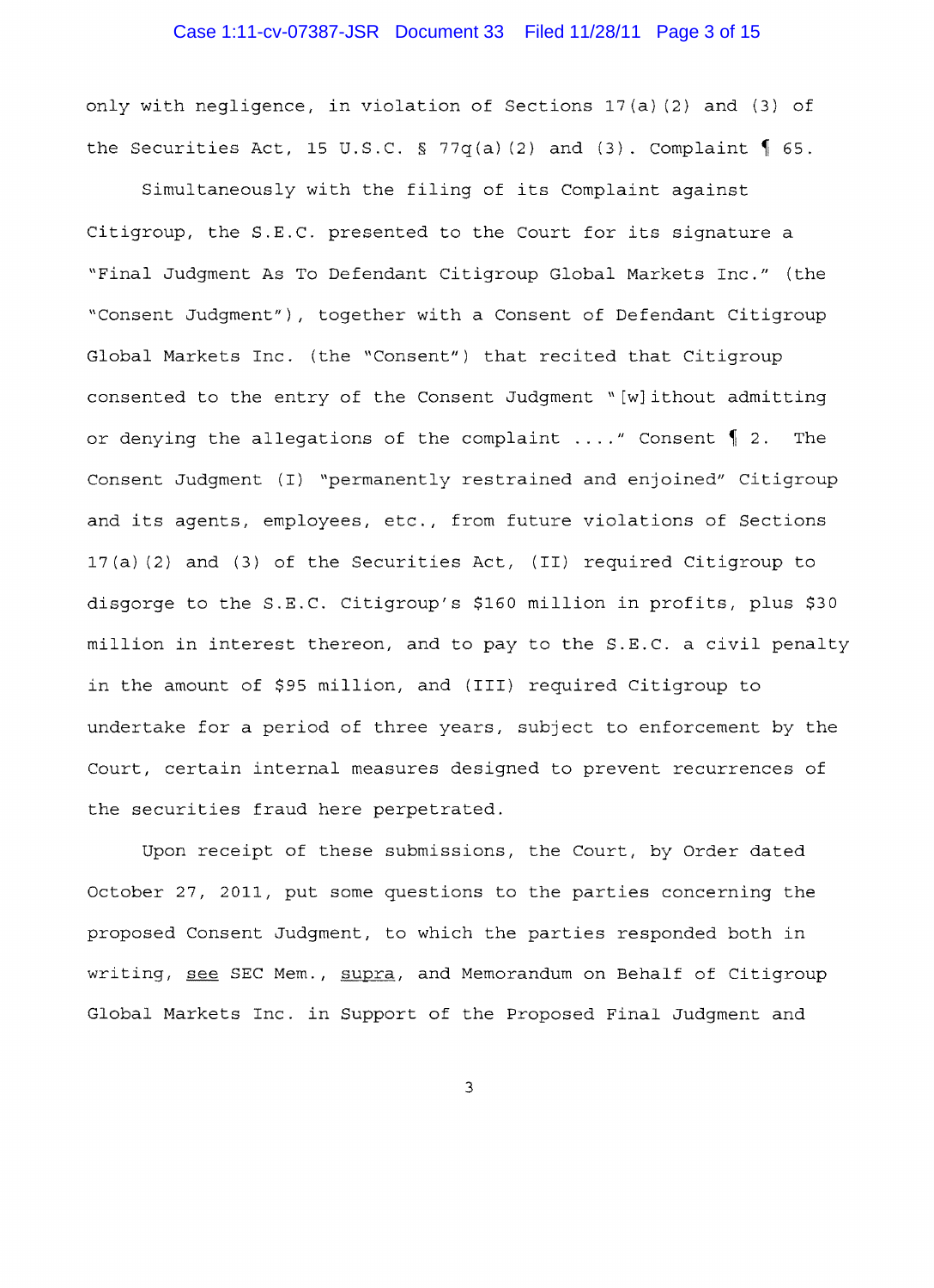only with negligence, in violation of Sections 17(a)(2) and (3) of the Securities Act, 15 U.S.C. § 77q(a)(2) and (3). Complaint ¶ 65.

Simultaneously with the filing of its Complaint against Citigroup, the S.E.C. presented to the Court for its signature a "Final Judgment As To Defendant Citigroup Global Markets Inc." (the "Consent Judgment"), together with a Consent of Defendant Citigroup Global Markets Inc. (the "Consent") that recited that Citigroup consented to the entry of the Consent Judgment "[w]ithout admitting or denying the allegations of the complaint ...." Consent ¶ 2. The Consent Judgment (I) "permanently restrained and enjoined" Citigroup and its agents, employees, etc., from future violations of Sections 17(a)(2) and (3) of the Securities Act, (II) required Citigroup to disgorge to the S.E.C. Citigroup's $160 million in profits, plus $30 million in interest thereon, and to pay to the S.E.C. a civil penalty in the amount of $95 million, and (III) required Citigroup to undertake for a period of three years, subject to enforcement by the Court, certain internal measures designed to prevent recurrences of the securities fraud here perpetrated.

Upon receipt of these submissions, the Court, by Order dated October 27, 2011, put some questions to the parties concerning the proposed Consent Judgment, to which the parties responded both in writing, see SEC Mem., supra, and Memorandum on Behalf of Citigroup Global Markets Inc. in Support of the Proposed Final Judgment and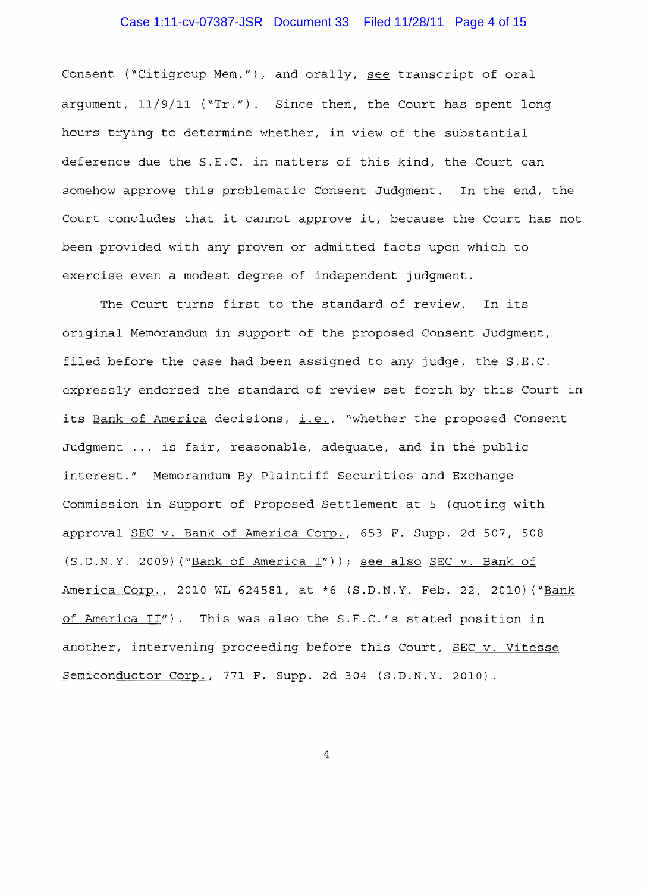Consent ("Citigroup Mem."), and orally, _see_ transcript of oral argument, 11/9/11 ("Tr."). Since then, the Court has spent long hours trying to determine whether, in view of the substantial deference due the S.E.C. in matters of this kind, the Court can somehow approve this problematic Consent Judgment. In the end, the Court concludes that it cannot approve it, because the Court has not been provided with any proven or admitted facts upon which to exercise even a modest degree of independent judgment.

The Court turns first to the standard of review. In its original Memorandum in support of the proposed Consent Judgment, filed before the case had been assigned to any judge, the S.E.C. expressly endorsed the standard of review set forth by this Court in its _Bank of America_ decisions, _i.e._, "whether the proposed Consent Judgment ... is fair, reasonable, adequate, and in the public interest." Memorandum By Plaintiff Securities and Exchange Commission in Support of Proposed Settlement at 5 (quoting with approval _SEC v. Bank of America Corp._, 653 F. Supp. 2d 507, 508 (S.D.N.Y. 2009)("_Bank of America I_")); _see also_ _SEC v. Bank of America Corp._, 2010 WL 624581, at *6 (S.D.N.Y. Feb. 22, 2010)("_Bank of America II_"). This was also the S.E.C.'s stated position in another, intervening proceeding before this Court, _SEC v. Vitesse Semiconductor Corp._, 771 F. Supp. 2d 304 (S.D.N.Y. 2010).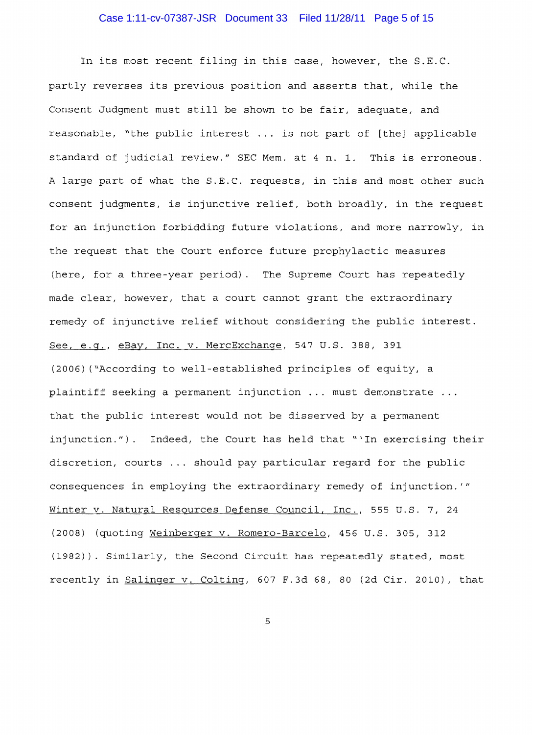In its most recent filing in this case, however, the S.E.C. partly reverses its previous position and asserts that, while the Consent Judgment must still be shown to be fair, adequate, and reasonable, "the public interest ... is not part of [the] applicable standard of judicial review." SEC Mem. at 4 n. 1. This is erroneous. A large part of what the S.E.C. requests, in this and most other such consent judgments, is injunctive relief, both broadly, in the request for an injunction forbidding future violations, and more narrowly, in the request that the Court enforce future prophylactic measures (here, for a three-year period). The Supreme Court has repeatedly made clear, however, that a court cannot grant the extraordinary remedy of injunctive relief without considering the public interest. See, e.g., eBay, Inc. v. MercExchange, 547 U.S. 388, 391 (2006)("According to well-established principles of equity, a plaintiff seeking a permanent injunction ... must demonstrate ... that the public interest would not be disserved by a permanent injunction."). Indeed, the Court has held that "'In exercising their discretion, courts ... should pay particular regard for the public consequences in employing the extraordinary remedy of injunction.'" Winter v. Natural Resources Defense Council, Inc., 555 U.S. 7, 24 (2008) (quoting Weinberger v. Romero-Barcelo, 456 U.S. 305, 312 (1982)). Similarly, the Second Circuit has repeatedly stated, most recently in Salinger v. Colting, 607 F.3d 68, 80 (2d Cir. 2010), that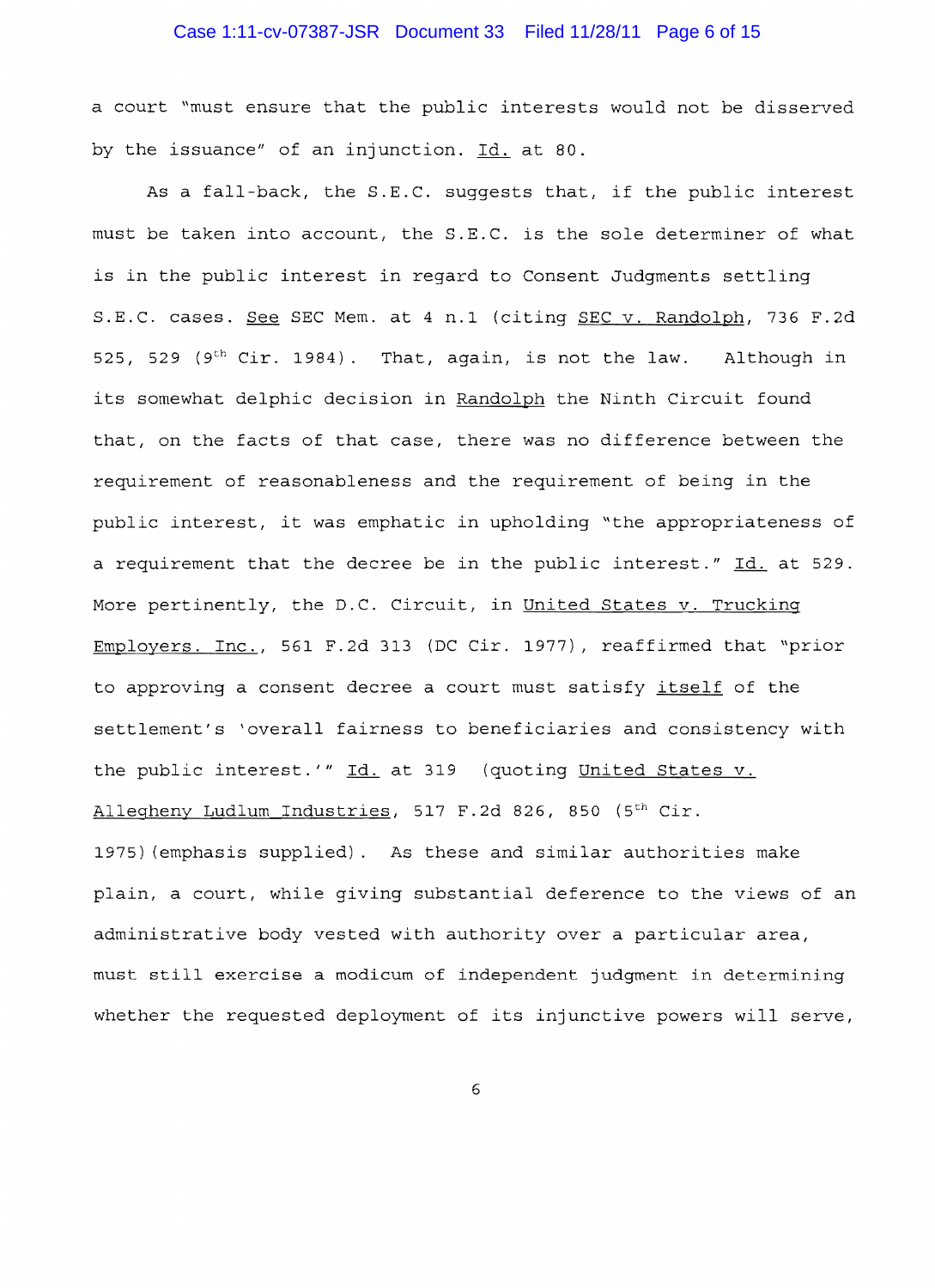a court "must ensure that the public interests would not be disserved by the issuance" of an injunction. Id. at 80.

As a fall-back, the S.E.C. suggests that, if the public interest must be taken into account, the S.E.C. is the sole determiner of what is in the public interest in regard to Consent Judgments settling S.E.C. cases. See SEC Mem. at 4 n.1 (citing SEC v. Randolph, 736 F.2d 525, 529 (9th Cir. 1984). That, again, is not the law. Although in its somewhat delphic decision in Randolph the Ninth Circuit found that, on the facts of that case, there was no difference between the requirement of reasonableness and the requirement of being in the public interest, it was emphatic in upholding "the appropriateness of a requirement that the decree be in the public interest." Id. at 529. More pertinently, the D.C. Circuit, in United States v. Trucking Employers. Inc., 561 F.2d 313 (DC Cir. 1977), reaffirmed that "prior to approving a consent decree a court must satisfy itself of the settlement's 'overall fairness to beneficiaries and consistency with the public interest.'" Id. at 319 (quoting United States v. Allegheny Ludlum Industries, 517 F.2d 826, 850 (5th Cir. 1975)(emphasis supplied). As these and similar authorities make plain, a court, while giving substantial deference to the views of an administrative body vested with authority over a particular area, must still exercise a modicum of independent judgment in determining whether the requested deployment of its injunctive powers will serve,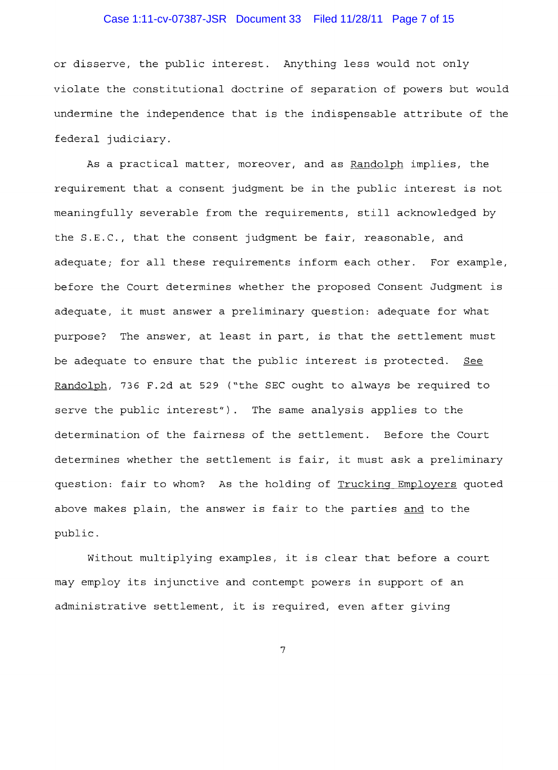or disserve, the public interest. Anything less would not only violate the constitutional doctrine of separation of powers but would undermine the independence that is the indispensable attribute of the federal judiciary.

As a practical matter, moreover, and as Randolph implies, the requirement that a consent judgment be in the public interest is not meaningfully severable from the requirements, still acknowledged by the S.E.C., that the consent judgment be fair, reasonable, and adequate; for all these requirements inform each other. For example, before the Court determines whether the proposed Consent Judgment is adequate, it must answer a preliminary question: adequate for what purpose? The answer, at least in part, is that the settlement must be adequate to ensure that the public interest is protected. See Randolph, 736 F.2d at 529 ("the SEC ought to always be required to serve the public interest"). The same analysis applies to the determination of the fairness of the settlement. Before the Court determines whether the settlement is fair, it must ask a preliminary question: fair to whom? As the holding of Trucking Employers quoted above makes plain, the answer is fair to the parties and to the public.

Without multiplying examples, it is clear that before a court may employ its injunctive and contempt powers in support of an administrative settlement, it is required, even after giving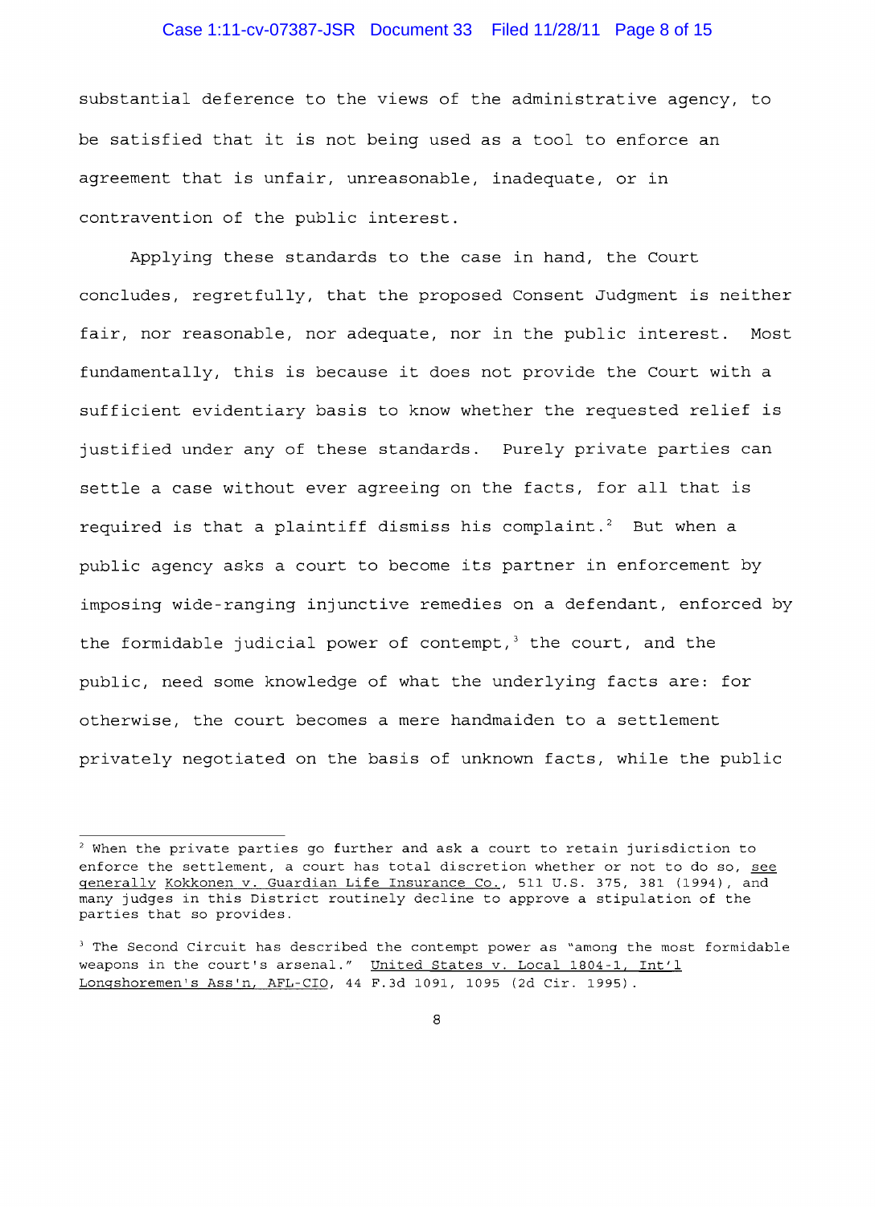substantial deference to the views of the administrative agency, to be satisfied that it is not being used as a tool to enforce an agreement that is unfair, unreasonable, inadequate, or in contravention of the public interest.

Applying these standards to the case in hand, the Court concludes, regretfully, that the proposed Consent Judgment is neither fair, nor reasonable, nor adequate, nor in the public interest. Most fundamentally, this is because it does not provide the Court with a sufficient evidentiary basis to know whether the requested relief is justified under any of these standards. Purely private parties can settle a case without ever agreeing on the facts, for all that is required is that a plaintiff dismiss his complaint.[2] But when a public agency asks a court to become its partner in enforcement by imposing wide-ranging injunctive remedies on a defendant, enforced by the formidable judicial power of contempt,[3] the court, and the public, need some knowledge of what the underlying facts are: for otherwise, the court becomes a mere handmaiden to a settlement privately negotiated on the basis of unknown facts, while the public

---

[2] When the private parties go further and ask a court to retain jurisdiction to enforce the settlement, a court has total discretion whether or not to do so, see generally Kokkonen v. Guardian Life Insurance Co., 511 U.S. 375, 381 (1994), and many judges in this District routinely decline to approve a stipulation of the parties that so provides.

[3] The Second Circuit has described the contempt power as "among the most formidable weapons in the court's arsenal." United States v. Local 1804-1, Int'l Longshoremen's Ass'n, AFL-CIO, 44 F.3d 1091, 1095 (2d Cir. 1995).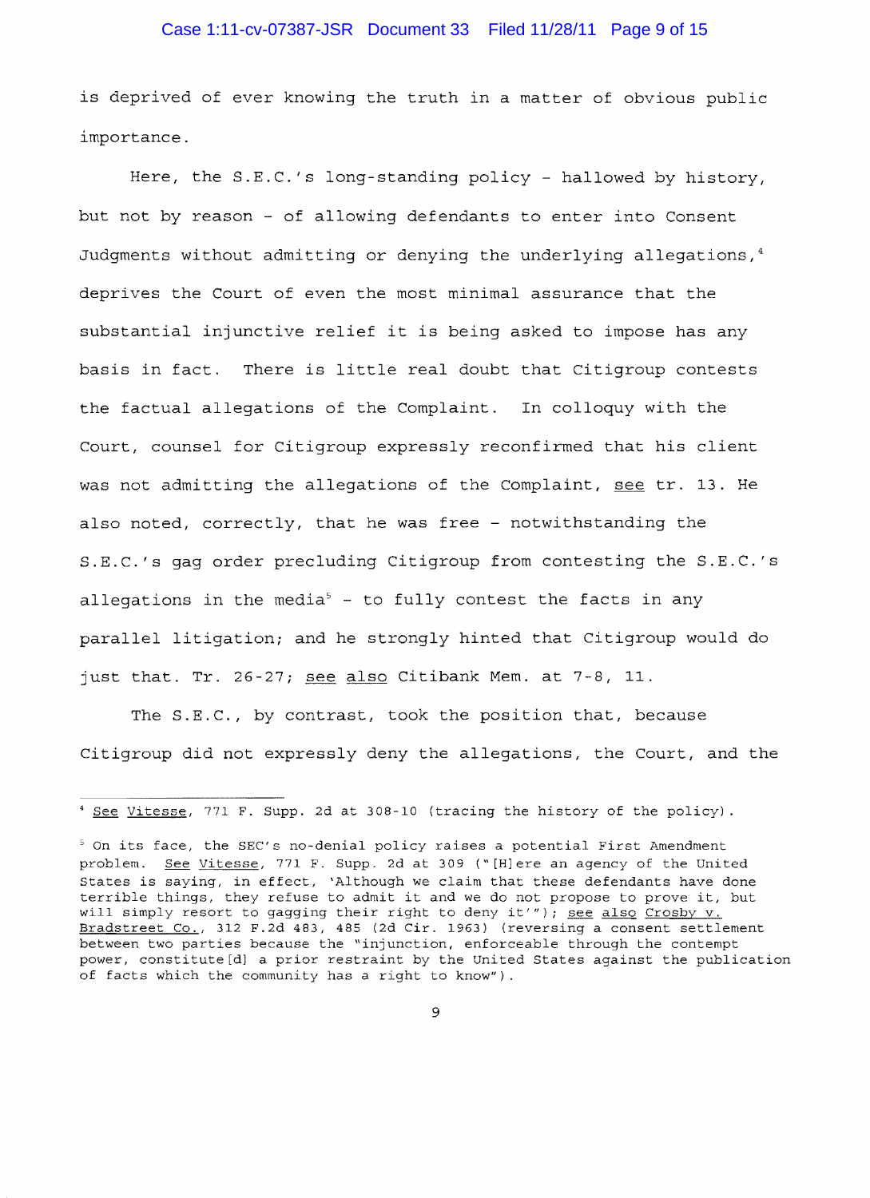is deprived of ever knowing the truth in a matter of obvious public importance.

Here, the S.E.C.'s long-standing policy - hallowed by history, but not by reason - of allowing defendants to enter into Consent Judgments without admitting or denying the underlying allegations,[4] deprives the Court of even the most minimal assurance that the substantial injunctive relief it is being asked to impose has any basis in fact. There is little real doubt that Citigroup contests the factual allegations of the Complaint. In colloquy with the Court, counsel for Citigroup expressly reconfirmed that his client was not admitting the allegations of the Complaint, see tr. 13. He also noted, correctly, that he was free - notwithstanding the S.E.C.'s gag order precluding Citigroup from contesting the S.E.C.'s allegations in the media[5] - to fully contest the facts in any parallel litigation; and he strongly hinted that Citigroup would do just that. Tr. 26-27; see also Citibank Mem. at 7-8, 11.

The S.E.C., by contrast, took the position that, because Citigroup did not expressly deny the allegations, the Court, and the

---

[4] See Vitesse, 771 F. Supp. 2d at 308-10 (tracing the history of the policy).

[5] On its face, the SEC's no-denial policy raises a potential First Amendment problem. See Vitesse, 771 F. Supp. 2d at 309 ("[H]ere an agency of the United States is saying, in effect, 'Although we claim that these defendants have done terrible things, they refuse to admit it and we do not propose to prove it, but will simply resort to gagging their right to deny it'"); see also Crosby v. Bradstreet Co., 312 F.2d 483, 485 (2d Cir. 1963) (reversing a consent settlement between two parties because the "injunction, enforceable through the contempt power, constitute[d] a prior restraint by the United States against the publication of facts which the community has a right to know").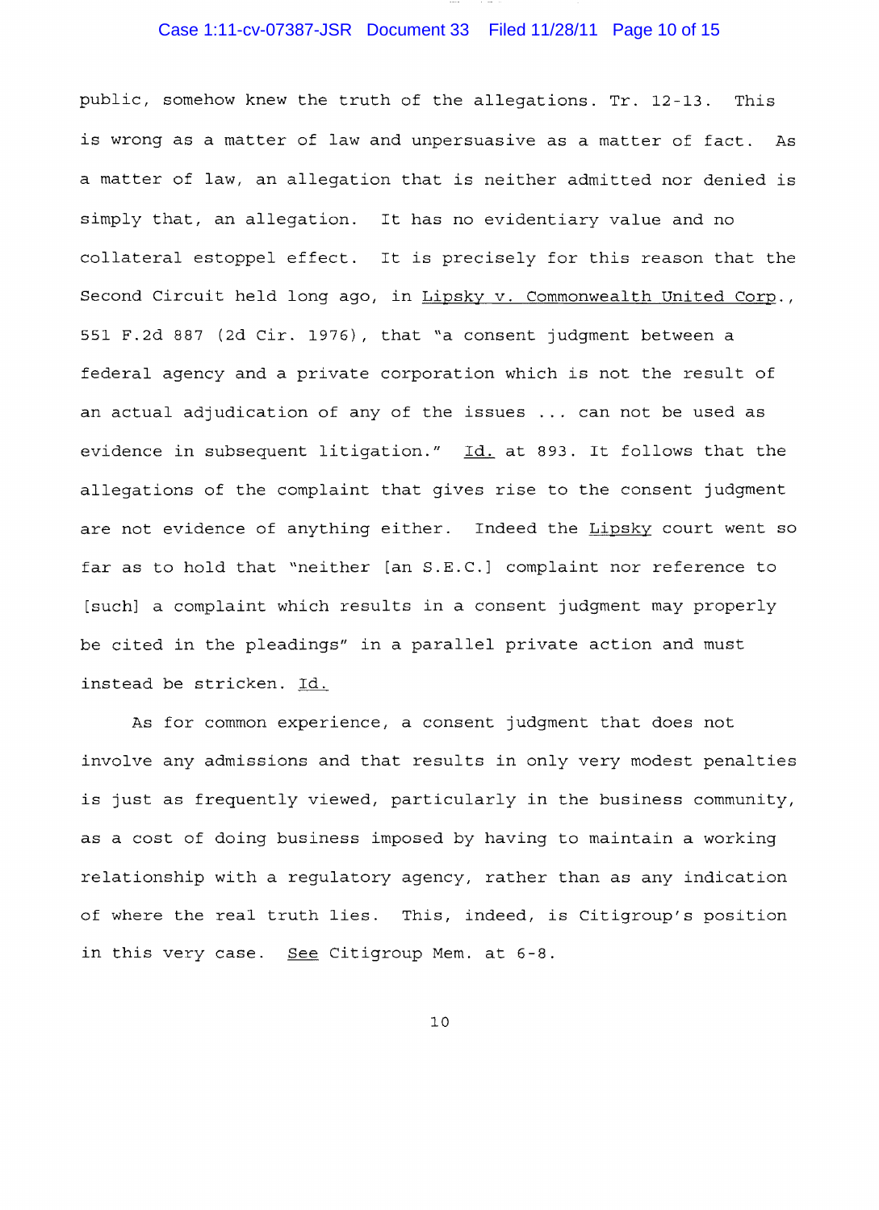public, somehow knew the truth of the allegations. Tr. 12-13. This is wrong as a matter of law and unpersuasive as a matter of fact. As a matter of law, an allegation that is neither admitted nor denied is simply that, an allegation. It has no evidentiary value and no collateral estoppel effect. It is precisely for this reason that the Second Circuit held long ago, in Lipsky v. Commonwealth United Corp., 551 F.2d 887 (2d Cir. 1976), that "a consent judgment between a federal agency and a private corporation which is not the result of an actual adjudication of any of the issues ... can not be used as evidence in subsequent litigation." Id. at 893. It follows that the allegations of the complaint that gives rise to the consent judgment are not evidence of anything either. Indeed the Lipsky court went so far as to hold that "neither [an S.E.C.] complaint nor reference to [such] a complaint which results in a consent judgment may properly be cited in the pleadings" in a parallel private action and must instead be stricken. Id.

As for common experience, a consent judgment that does not involve any admissions and that results in only very modest penalties is just as frequently viewed, particularly in the business community, as a cost of doing business imposed by having to maintain a working relationship with a regulatory agency, rather than as any indication of where the real truth lies. This, indeed, is Citigroup's position in this very case. See Citigroup Mem. at 6-8.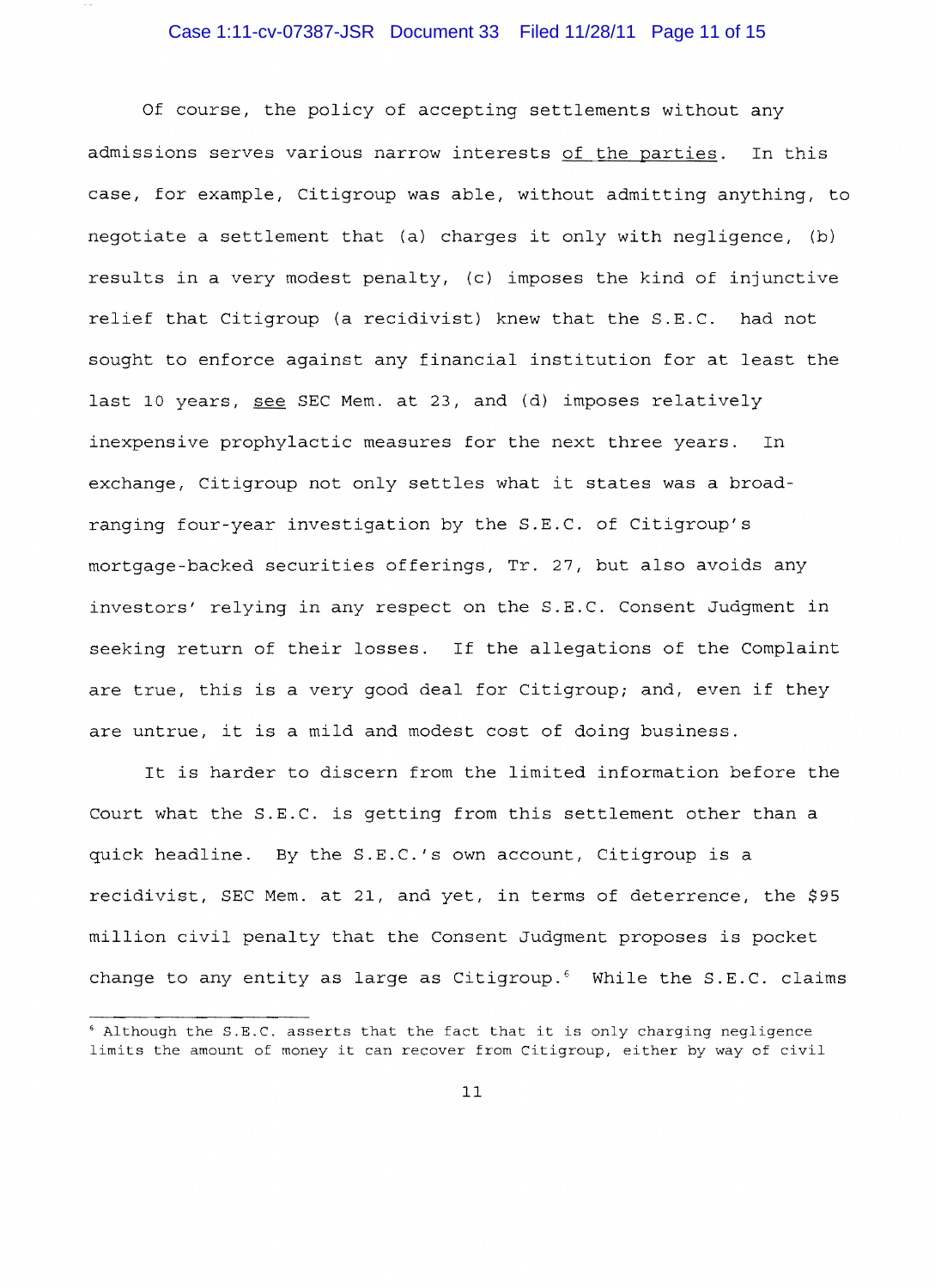Of course, the policy of accepting settlements without any admissions serves various narrow interests of the parties. In this case, for example, Citigroup was able, without admitting anything, to negotiate a settlement that (a) charges it only with negligence, (b) results in a very modest penalty, (c) imposes the kind of injunctive relief that Citigroup (a recidivist) knew that the S.E.C. had not sought to enforce against any financial institution for at least the last 10 years, see SEC Mem. at 23, and (d) imposes relatively inexpensive prophylactic measures for the next three years. In exchange, Citigroup not only settles what it states was a broad-ranging four-year investigation by the S.E.C. of Citigroup's mortgage-backed securities offerings, Tr. 27, but also avoids any investors' relying in any respect on the S.E.C. Consent Judgment in seeking return of their losses. If the allegations of the Complaint are true, this is a very good deal for Citigroup; and, even if they are untrue, it is a mild and modest cost of doing business.

It is harder to discern from the limited information before the Court what the S.E.C. is getting from this settlement other than a quick headline. By the S.E.C.'s own account, Citigroup is a recidivist, SEC Mem. at 21, and yet, in terms of deterrence, the $95 million civil penalty that the Consent Judgment proposes is pocket change to any entity as large as Citigroup.[6] While the S.E.C. claims

---

[6] Although the S.E.C. asserts that the fact that it is only charging negligence limits the amount of money it can recover from Citigroup, either by way of civil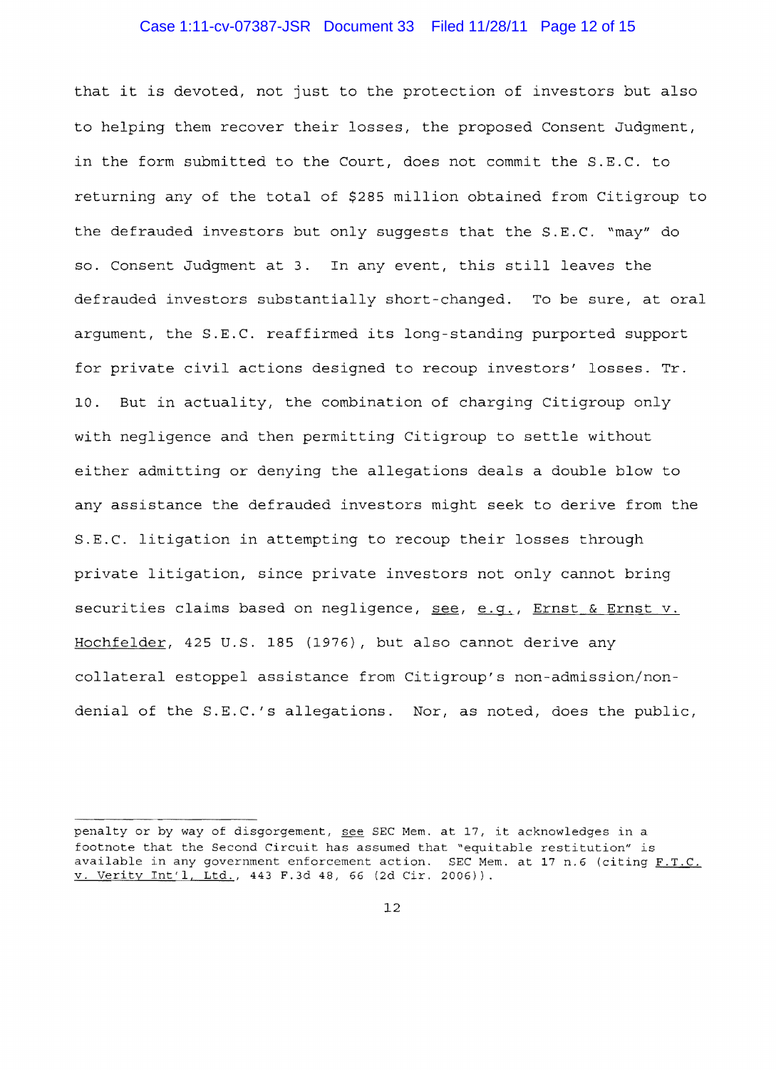that it is devoted, not just to the protection of investors but also to helping them recover their losses, the proposed Consent Judgment, in the form submitted to the Court, does not commit the S.E.C. to returning any of the total of $285 million obtained from Citigroup to the defrauded investors but only suggests that the S.E.C. "may" do so. Consent Judgment at 3. In any event, this still leaves the defrauded investors substantially short-changed. To be sure, at oral argument, the S.E.C. reaffirmed its long-standing purported support for private civil actions designed to recoup investors' losses. Tr. 10. But in actuality, the combination of charging Citigroup only with negligence and then permitting Citigroup to settle without either admitting or denying the allegations deals a double blow to any assistance the defrauded investors might seek to derive from the S.E.C. litigation in attempting to recoup their losses through private litigation, since private investors not only cannot bring securities claims based on negligence, see, e.g., Ernst & Ernst v. Hochfelder, 425 U.S. 185 (1976), but also cannot derive any collateral estoppel assistance from Citigroup's non-admission/non-denial of the S.E.C.'s allegations. Nor, as noted, does the public,

---

penalty or by way of disgorgement, see SEC Mem. at 17, it acknowledges in a footnote that the Second Circuit has assumed that "equitable restitution" is available in any government enforcement action. SEC Mem. at 17 n.6 (citing F.T.C. v. Verity Int'l, Ltd., 443 F.3d 48, 66 (2d Cir. 2006)).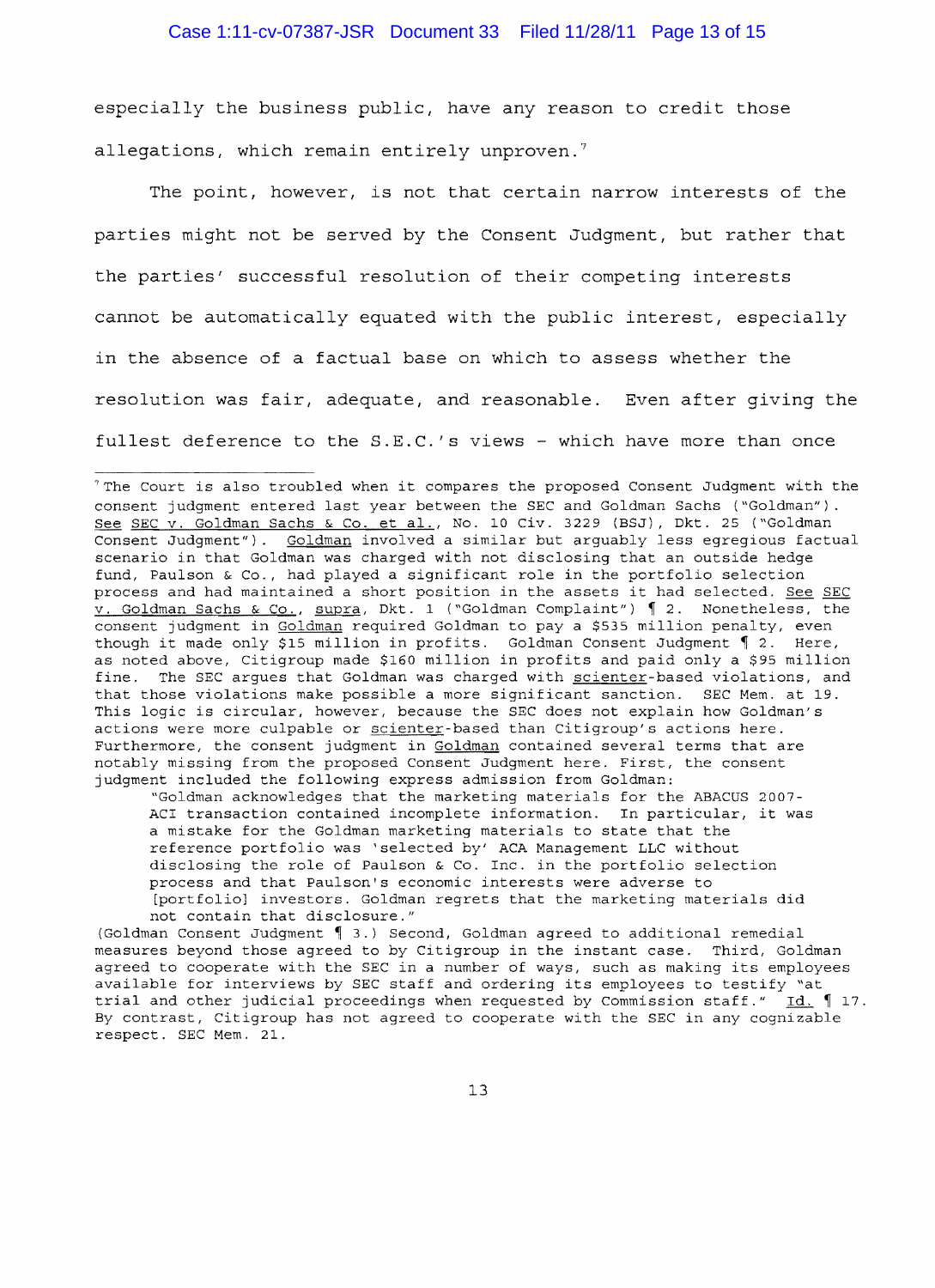especially the business public, have any reason to credit those allegations, which remain entirely unproven.[7]

The point, however, is not that certain narrow interests of the parties might not be served by the Consent Judgment, but rather that the parties' successful resolution of their competing interests cannot be automatically equated with the public interest, especially in the absence of a factual base on which to assess whether the resolution was fair, adequate, and reasonable. Even after giving the fullest deference to the S.E.C.'s views – which have more than once

---

[7] The Court is also troubled when it compares the proposed Consent Judgment with the consent judgment entered last year between the SEC and Goldman Sachs ("Goldman"). See SEC v. Goldman Sachs & Co. et al., No. 10 Civ. 3229 (BSJ), Dkt. 25 ("Goldman Consent Judgment"). Goldman involved a similar but arguably less egregious factual scenario in that Goldman was charged with not disclosing that an outside hedge fund, Paulson & Co., had played a significant role in the portfolio selection process and had maintained a short position in the assets it had selected. See SEC v. Goldman Sachs & Co., supra, Dkt. 1 ("Goldman Complaint") ¶ 2. Nonetheless, the consent judgment in Goldman required Goldman to pay a $535 million penalty, even though it made only $15 million in profits. Goldman Consent Judgment ¶ 2. Here, as noted above, Citigroup made $160 million in profits and paid only a $95 million fine. The SEC argues that Goldman was charged with scienter-based violations, and that those violations make possible a more significant sanction. SEC Mem. at 19. This logic is circular, however, because the SEC does not explain how Goldman's actions were more culpable or scienter-based than Citigroup's actions here. Furthermore, the consent judgment in Goldman contained several terms that are notably missing from the proposed Consent Judgment here. First, the consent judgment included the following express admission from Goldman:

> "Goldman acknowledges that the marketing materials for the ABACUS 2007-ACI transaction contained incomplete information. In particular, it was a mistake for the Goldman marketing materials to state that the reference portfolio was 'selected by' ACA Management LLC without disclosing the role of Paulson & Co. Inc. in the portfolio selection process and that Paulson's economic interests were adverse to [portfolio] investors. Goldman regrets that the marketing materials did not contain that disclosure."

(Goldman Consent Judgment ¶ 3.) Second, Goldman agreed to additional remedial measures beyond those agreed to by Citigroup in the instant case. Third, Goldman agreed to cooperate with the SEC in a number of ways, such as making its employees available for interviews by SEC staff and ordering its employees to testify "at trial and other judicial proceedings when requested by Commission staff." Id. ¶ 17. By contrast, Citigroup has not agreed to cooperate with the SEC in any cognizable respect. SEC Mem. 21.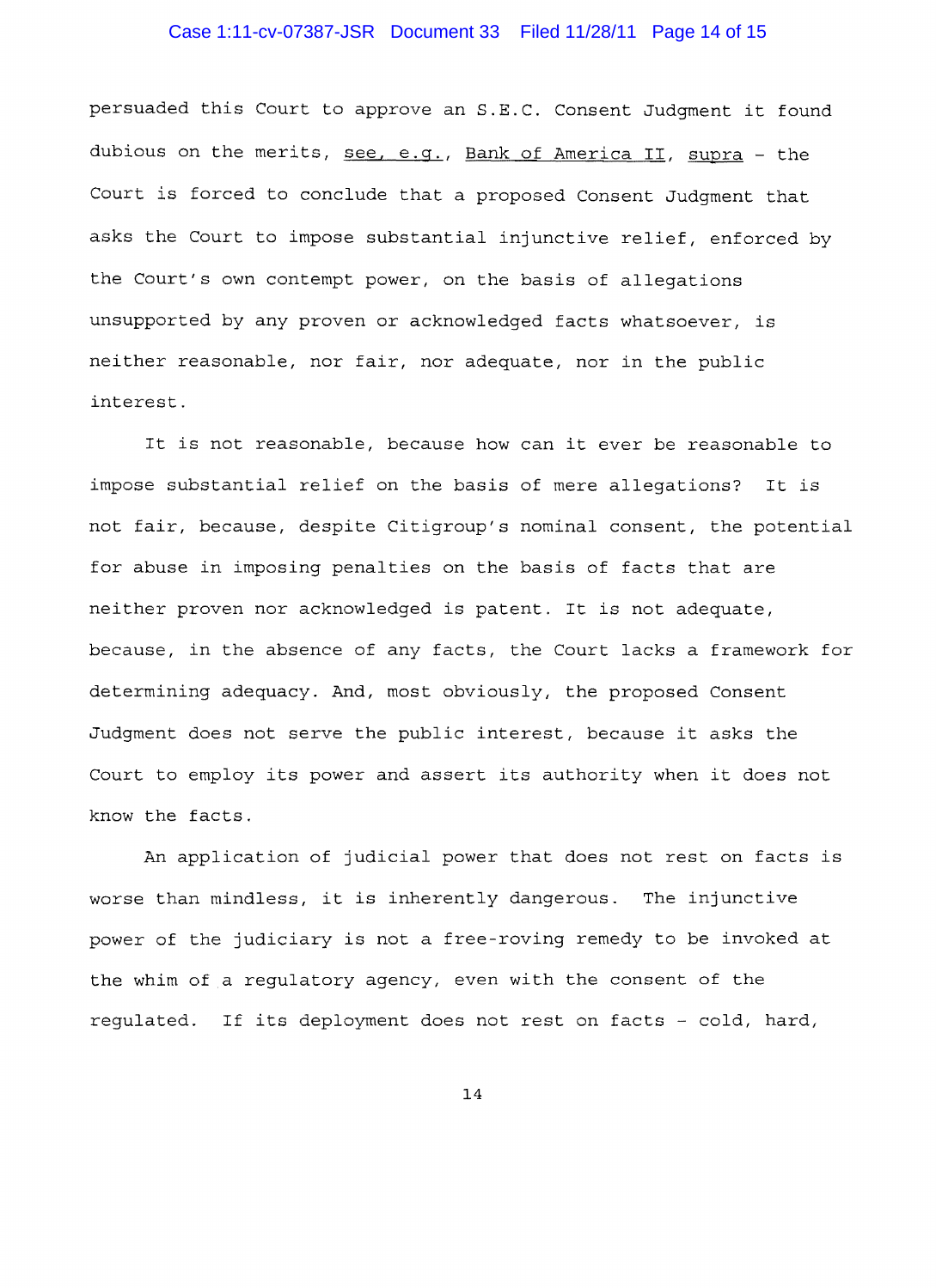persuaded this Court to approve an S.E.C. Consent Judgment it found dubious on the merits, see, e.g., Bank of America II, supra – the Court is forced to conclude that a proposed Consent Judgment that asks the Court to impose substantial injunctive relief, enforced by the Court's own contempt power, on the basis of allegations unsupported by any proven or acknowledged facts whatsoever, is neither reasonable, nor fair, nor adequate, nor in the public interest.

It is not reasonable, because how can it ever be reasonable to impose substantial relief on the basis of mere allegations? It is not fair, because, despite Citigroup's nominal consent, the potential for abuse in imposing penalties on the basis of facts that are neither proven nor acknowledged is patent. It is not adequate, because, in the absence of any facts, the Court lacks a framework for determining adequacy. And, most obviously, the proposed Consent Judgment does not serve the public interest, because it asks the Court to employ its power and assert its authority when it does not know the facts.

An application of judicial power that does not rest on facts is worse than mindless, it is inherently dangerous. The injunctive power of the judiciary is not a free-roving remedy to be invoked at the whim of a regulatory agency, even with the consent of the regulated. If its deployment does not rest on facts – cold, hard,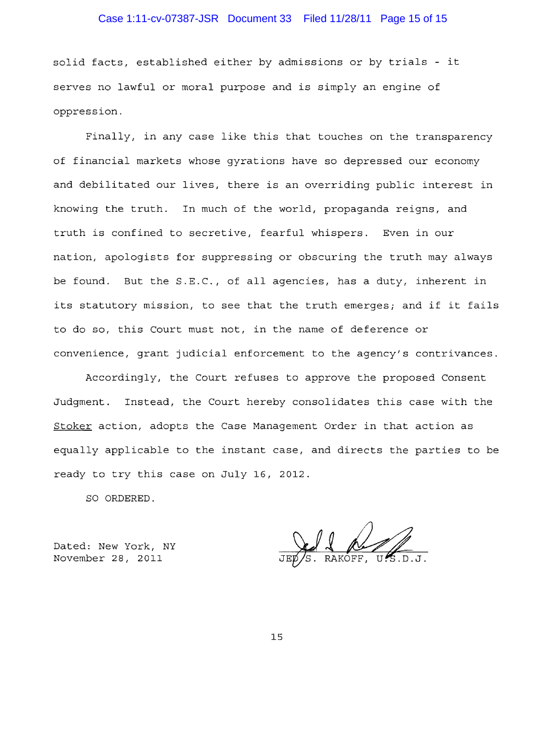solid facts, established either by admissions or by trials - it serves no lawful or moral purpose and is simply an engine of oppression.

Finally, in any case like this that touches on the transparency of financial markets whose gyrations have so depressed our economy and debilitated our lives, there is an overriding public interest in knowing the truth. In much of the world, propaganda reigns, and truth is confined to secretive, fearful whispers. Even in our nation, apologists for suppressing or obscuring the truth may always be found. But the S.E.C., of all agencies, has a duty, inherent in its statutory mission, to see that the truth emerges; and if it fails to do so, this Court must not, in the name of deference or convenience, grant judicial enforcement to the agency's contrivances.

Accordingly, the Court refuses to approve the proposed Consent Judgment. Instead, the Court hereby consolidates this case with the Stoker action, adopts the Case Management Order in that action as equally applicable to the instant case, and directs the parties to be ready to try this case on July 16, 2012.

SO ORDERED.

Dated: New York, NY
November 28, 2011

JED S. RAKOFF, U.S.D.J.